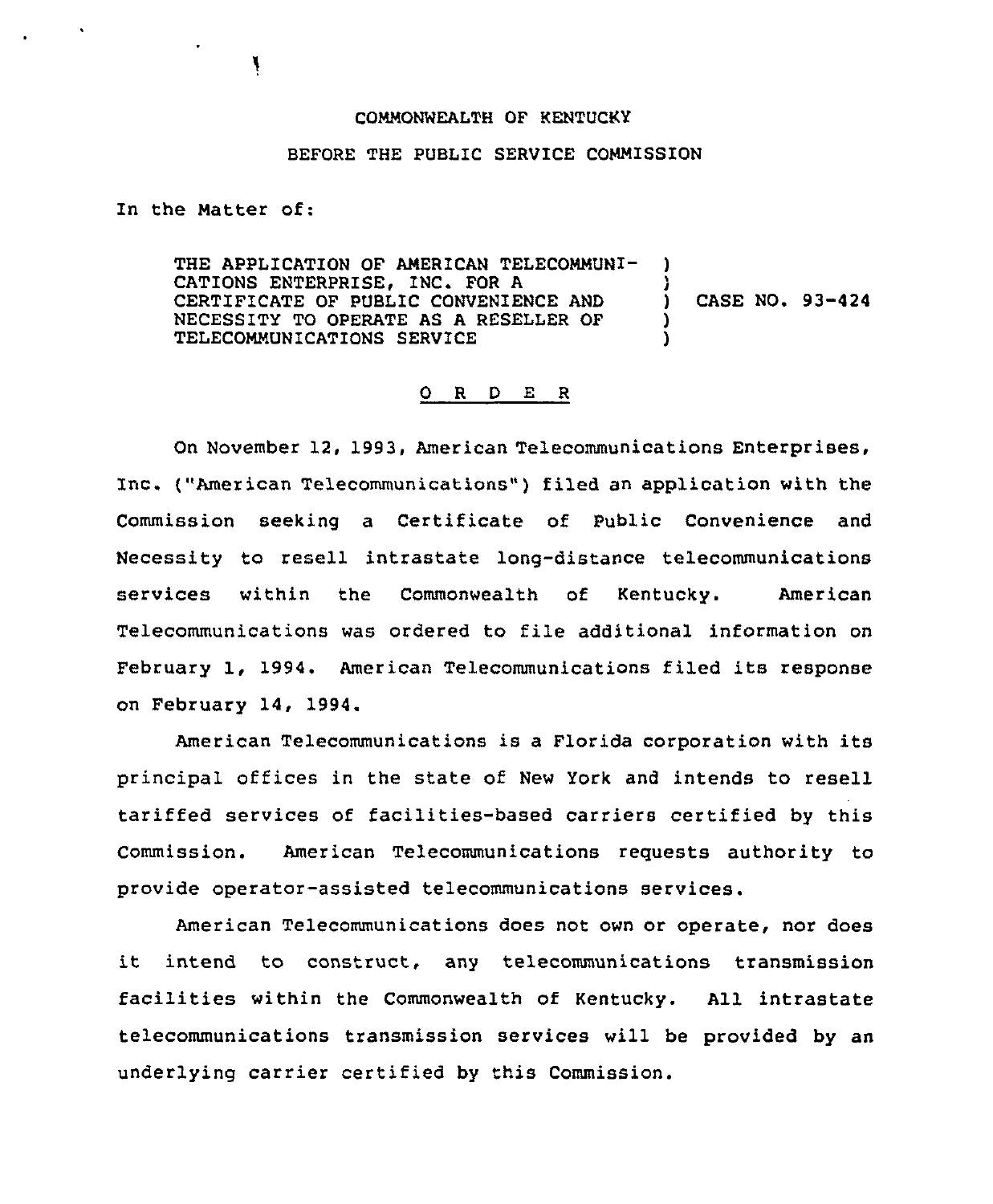COMMONWEALTH OF KENTUCKY

BEFORE THE PUBLIC SERVICE COMMISSION

In the Matter of:

THE APPLICATION OF AMERICAN TELECOMMUNICATIONS ENTERPRISE, INC. FOR A CERTIFICATE OF PUBLIC CONVENIENCE AND NECESSITY TO OPERATE AS A RESELLER OF TELECOMMUNICATIONS SERVICE ) CASE NO. 93-424

O R D E R

On November 12, 1993, American Telecommunications Enterprises, Inc. ("American Telecommunications") filed an application with the Commission seeking a Certificate of Public Convenience and Necessity to resell intrastate long-distance telecommunications services within the Commonwealth of Kentucky. American Telecommunications was ordered to file additional information on February 1, 1994. American Telecommunications filed its response on February 14, 1994.

American Telecommunications is a Florida corporation with its principal offices in the state of New York and intends to resell tariffed services of facilities-based carriers certified by this Commission. American Telecommunications requests authority to provide operator-assisted telecommunications services.

American Telecommunications does not own or operate, nor does it intend to construct, any telecommunications transmission facilities within the Commonwealth of Kentucky. All intrastate telecommunications transmission services will be provided by an underlying carrier certified by this Commission.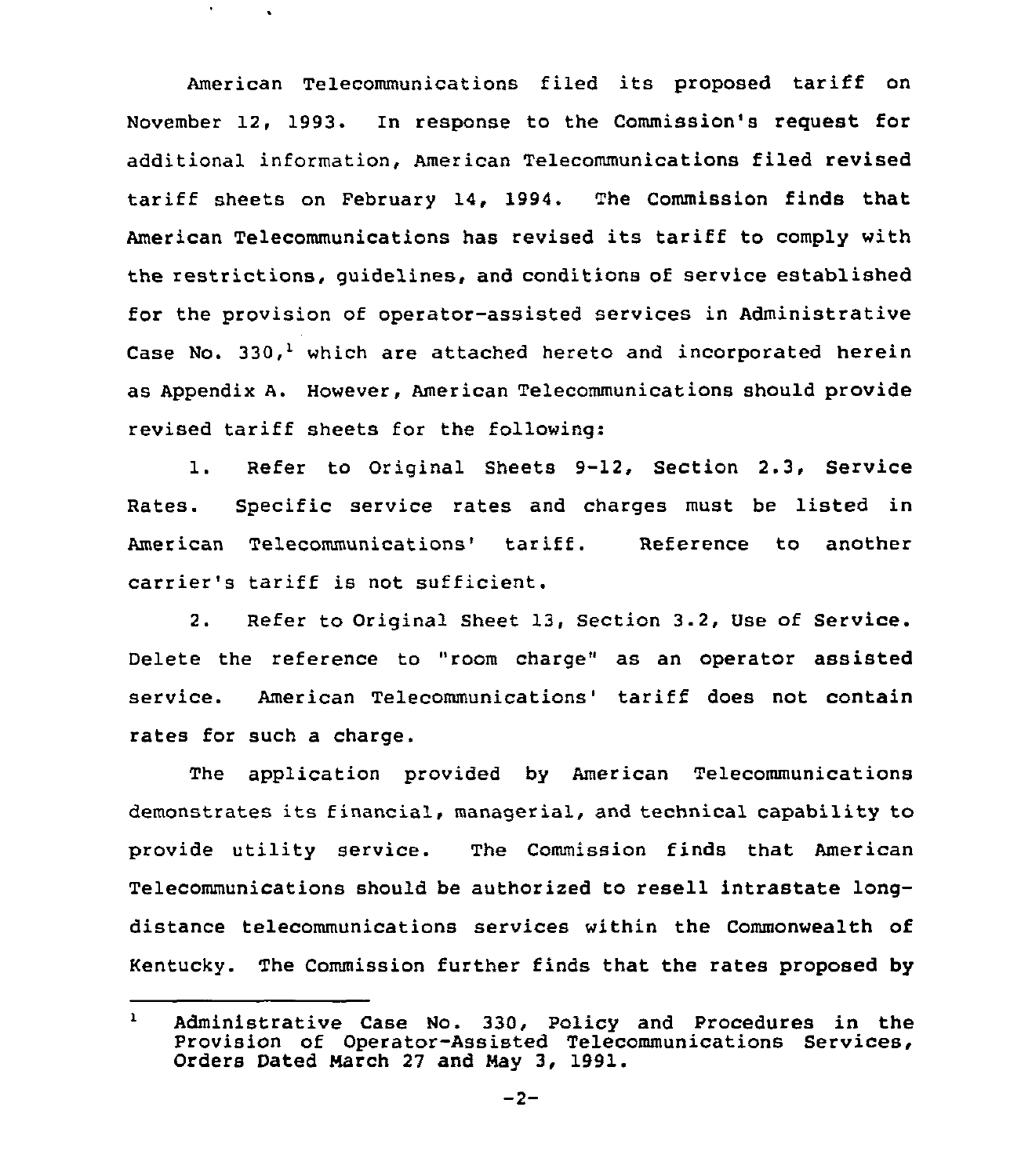American Telecommunications filed its proposed tariff on November 12, 1993. In response to the Commission's request for additional information, American Telecommunications filed revised tariff sheets on February 14, 1994. The Commission finds that American Telecommunications has revised its tariff to comply with the restrictions, guidelines, and conditions of service established for the provision of operator-assisted services in Administrative Case No. 330,[1] which are attached hereto and incorporated herein as Appendix A. However, American Telecommunications should provide revised tariff sheets for the following:

1. Refer to Original Sheets 9-12, Section 2.3, Service Rates. Specific service rates and charges must be listed in American Telecommunications' tariff. Reference to another carrier's tariff is not sufficient.

2. Refer to Original Sheet 13, Section 3.2, Use of Service. Delete the reference to "room charge" as an operator assisted service. American Telecommunications' tariff does not contain rates for such a charge.

The application provided by American Telecommunications demonstrates its financial, managerial, and technical capability to provide utility service. The Commission finds that American Telecommunications should be authorized to resell intrastate long-distance telecommunications services within the Commonwealth of Kentucky. The Commission further finds that the rates proposed by

---

[1] Administrative Case No. 330, Policy and Procedures in the Provision of Operator-Assisted Telecommunications Services, Orders Dated March 27 and May 3, 1991.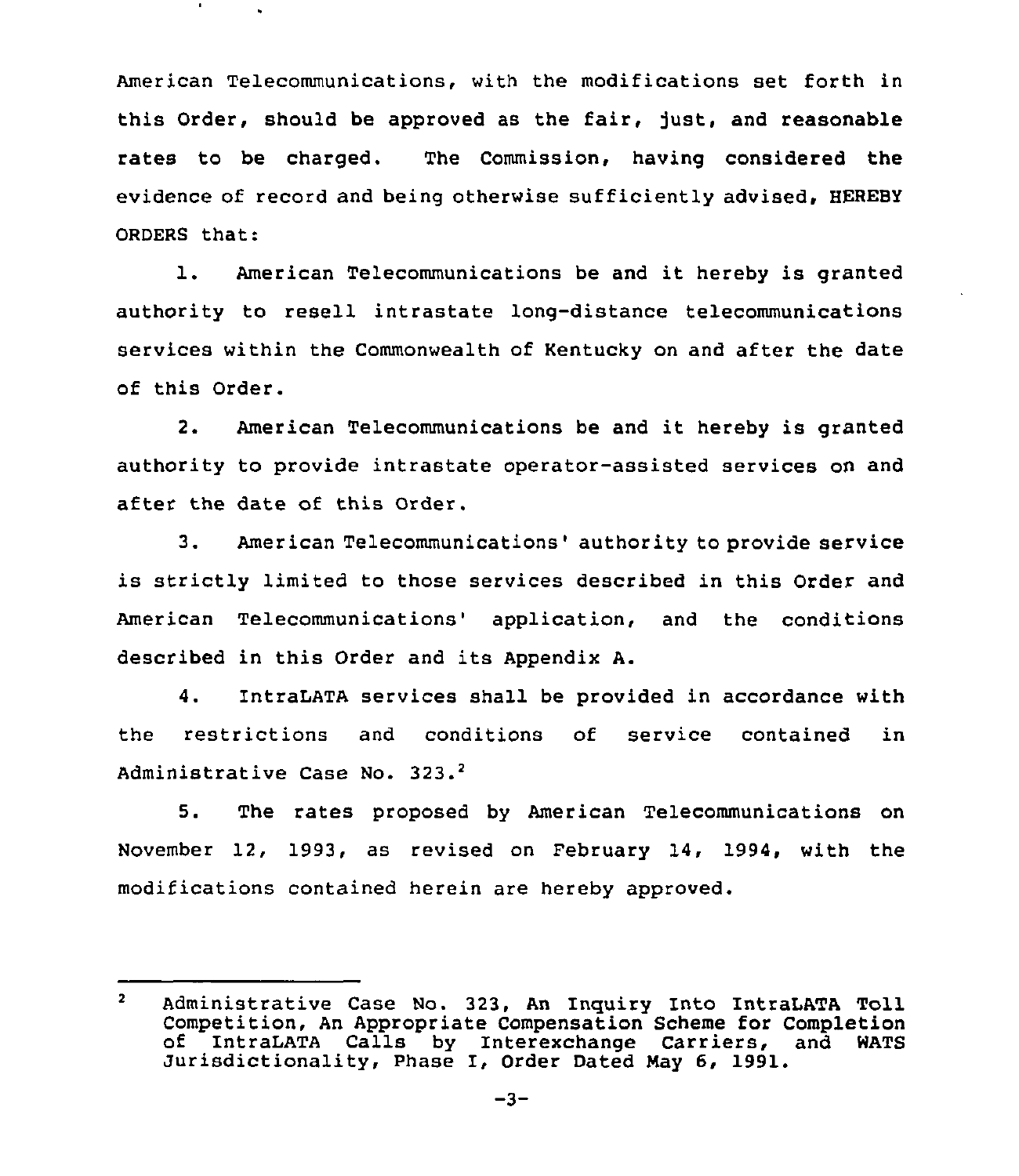American Telecommunications, with the modifications set forth in this Order, should be approved as the fair, just, and reasonable rates to be charged. The Commission, having considered the evidence of record and being otherwise sufficiently advised, HEREBY ORDERS that:

1. American Telecommunications be and it hereby is granted authority to resell intrastate long-distance telecommunications services within the Commonwealth of Kentucky on and after the date of this Order.

2. American Telecommunications be and it hereby is granted authority to provide intrastate operator-assisted services on and after the date of this Order.

3. American Telecommunications' authority to provide service is strictly limited to those services described in this Order and American Telecommunications' application, and the conditions described in this Order and its Appendix A.

4. IntraLATA services shall be provided in accordance with the restrictions and conditions of service contained in Administrative Case No. 323.[2]

5. The rates proposed by American Telecommunications on November 12, 1993, as revised on February 14, 1994, with the modifications contained herein are hereby approved.

---

[2] Administrative Case No. 323, An Inquiry Into IntraLATA Toll Competition, An Appropriate Compensation Scheme for Completion of IntraLATA Calls by Interexchange Carriers, and WATS Jurisdictionality, Phase I, Order Dated May 6, 1991.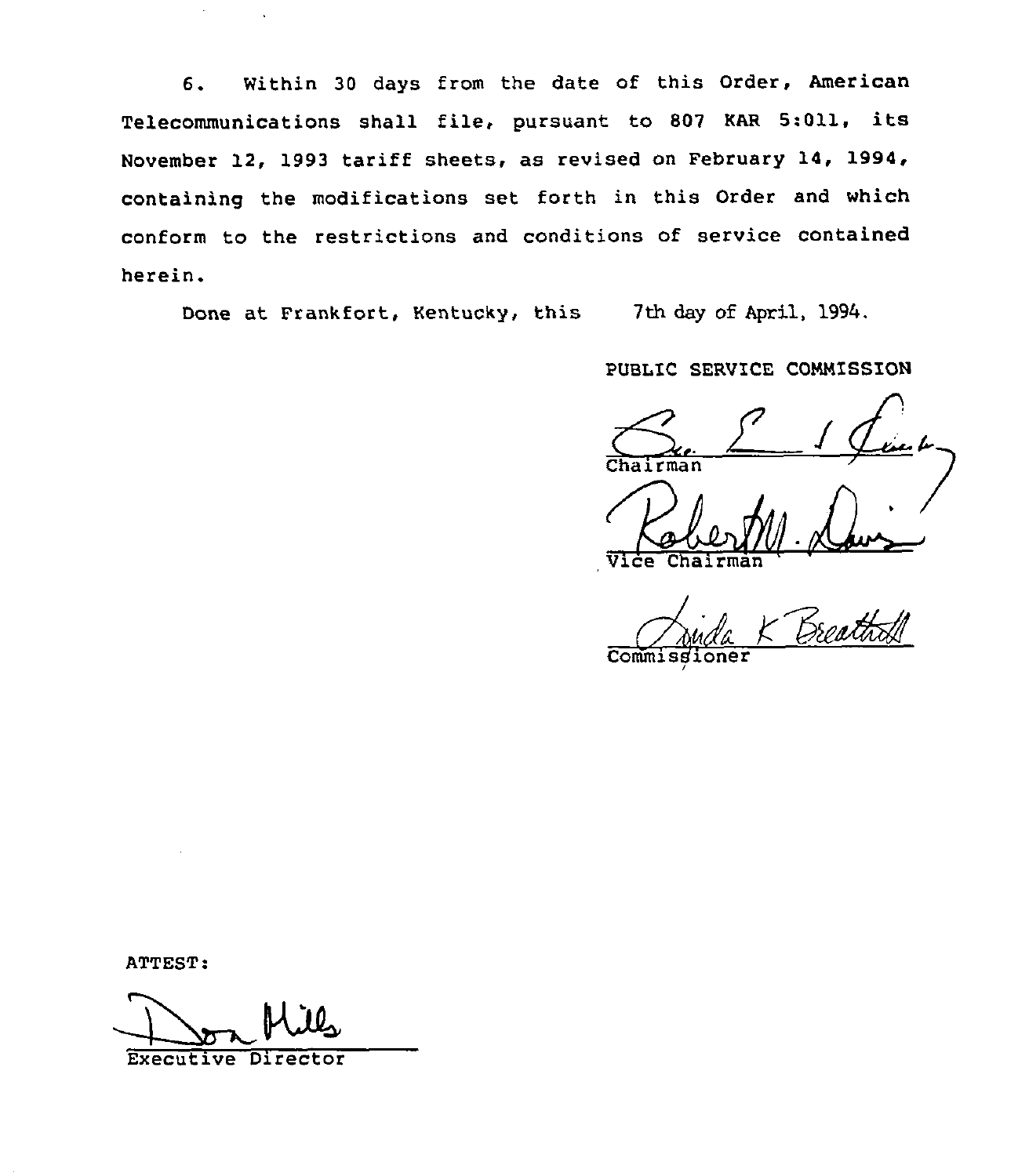6. Within 30 days from the date of this Order, American Telecommunications shall file, pursuant to 807 KAR 5:011, its November 12, 1993 tariff sheets, as revised on February 14, 1994, containing the modifications set forth in this Order and which conform to the restrictions and conditions of service contained herein.

Done at Frankfort, Kentucky, this 7th day of April, 1994.

PUBLIC SERVICE COMMISSION

Chairman

Vice Chairman

Commissioner

ATTEST:

Executive Director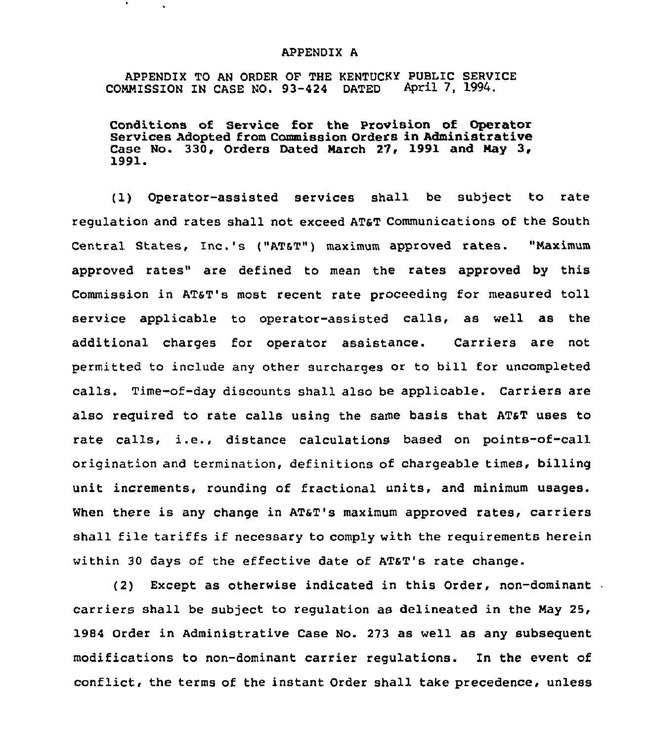APPENDIX A

APPENDIX TO AN ORDER OF THE KENTUCKY PUBLIC SERVICE COMMISSION IN CASE NO. 93-424 DATED April 7, 1994.

**Conditions of Service for the Provision of Operator Services Adopted from Commission Orders in Administrative Case No. 330, Orders Dated March 27, 1991 and May 3, 1991.**

(1) Operator-assisted services shall be subject to rate regulation and rates shall not exceed AT&T Communications of the South Central States, Inc.'s ("AT&T") maximum approved rates. "Maximum approved rates" are defined to mean the rates approved by this Commission in AT&T's most recent rate proceeding for measured toll service applicable to operator-assisted calls, as well as the additional charges for operator assistance. Carriers are not permitted to include any other surcharges or to bill for uncompleted calls. Time-of-day discounts shall also be applicable. Carriers are also required to rate calls using the same basis that AT&T uses to rate calls, i.e., distance calculations based on points-of-call origination and termination, definitions of chargeable times, billing unit increments, rounding of fractional units, and minimum usages. When there is any change in AT&T's maximum approved rates, carriers shall file tariffs if necessary to comply with the requirements herein within 30 days of the effective date of AT&T's rate change.

(2) Except as otherwise indicated in this Order, non-dominant carriers shall be subject to regulation as delineated in the May 25, 1984 Order in Administrative Case No. 273 as well as any subsequent modifications to non-dominant carrier regulations. In the event of conflict, the terms of the instant Order shall take precedence, unless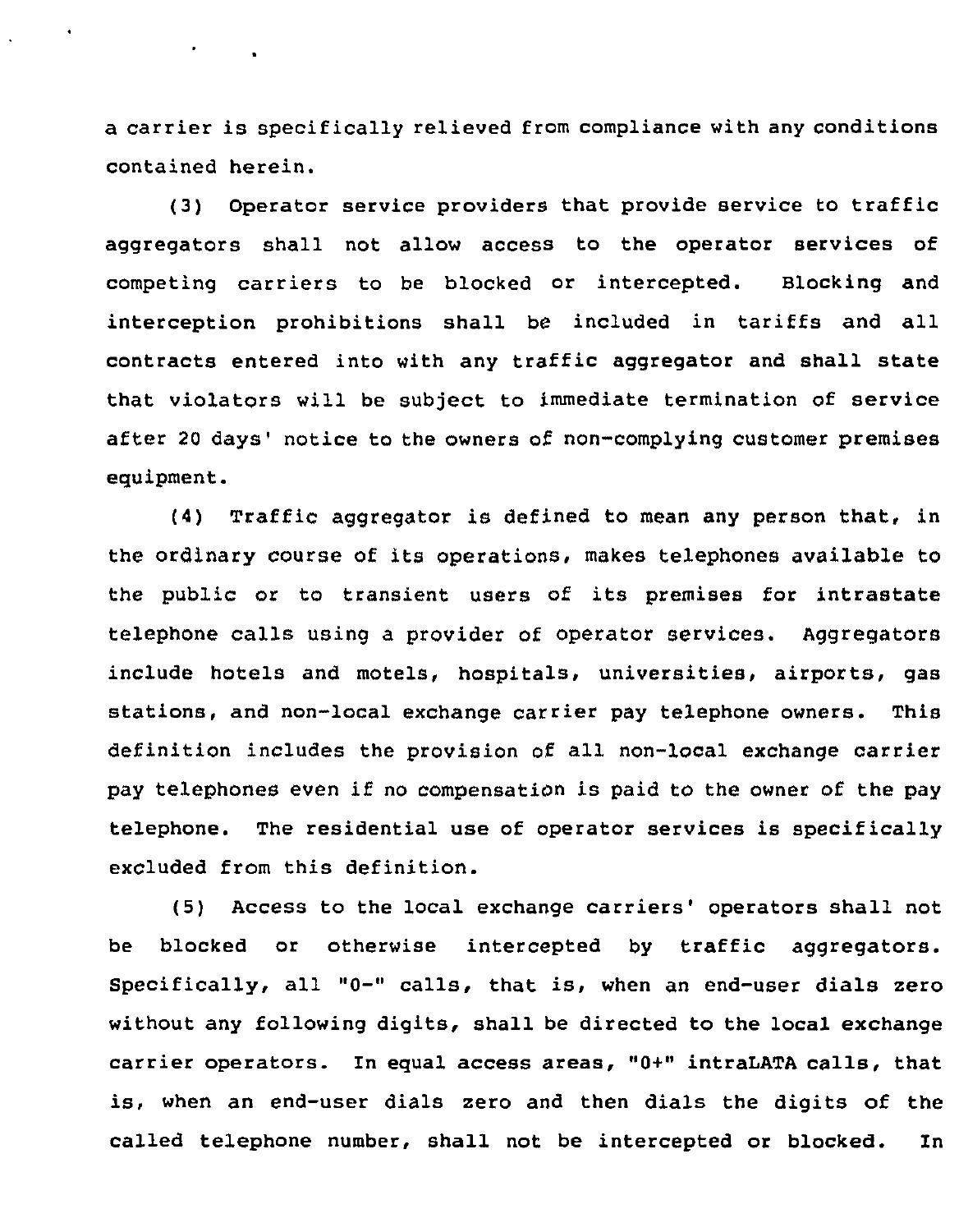a carrier is specifically relieved from compliance with any conditions contained herein.

(3) Operator service providers that provide service to traffic aggregators shall not allow access to the operator services of competing carriers to be blocked or intercepted. Blocking and interception prohibitions shall be included in tariffs and all contracts entered into with any traffic aggregator and shall state that violators will be subject to immediate termination of service after 20 days' notice to the owners of non-complying customer premises equipment.

(4) Traffic aggregator is defined to mean any person that, in the ordinary course of its operations, makes telephones available to the public or to transient users of its premises for intrastate telephone calls using a provider of operator services. Aggregators include hotels and motels, hospitals, universities, airports, gas stations, and non-local exchange carrier pay telephone owners. This definition includes the provision of all non-local exchange carrier pay telephones even if no compensation is paid to the owner of the pay telephone. The residential use of operator services is specifically excluded from this definition.

(5) Access to the local exchange carriers' operators shall not be blocked or otherwise intercepted by traffic aggregators. Specifically, all "0-" calls, that is, when an end-user dials zero without any following digits, shall be directed to the local exchange carrier operators. In equal access areas, "0+" intraLATA calls, that is, when an end-user dials zero and then dials the digits of the called telephone number, shall not be intercepted or blocked. In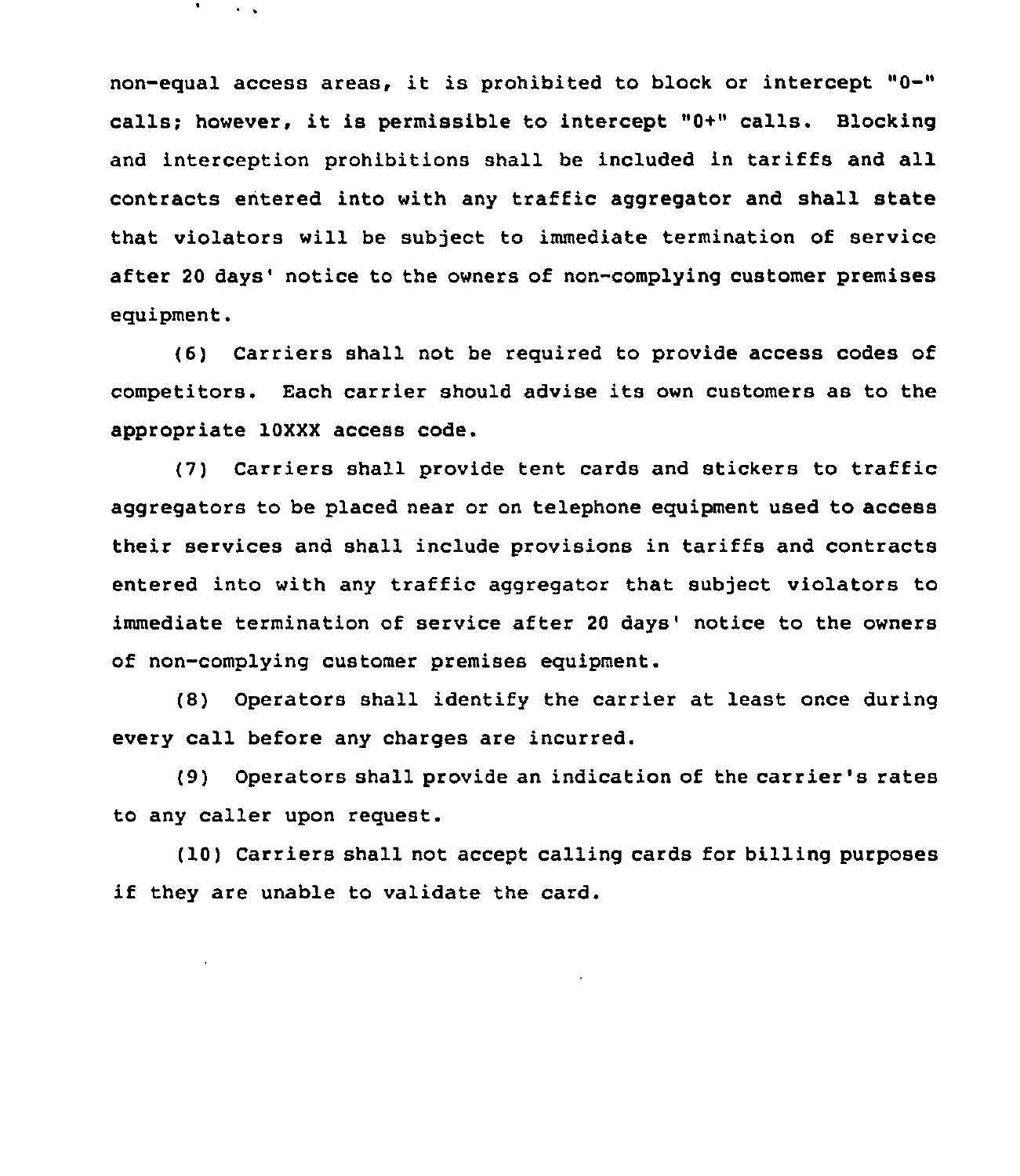non-equal access areas, it is prohibited to block or intercept "0-" calls; however, it is permissible to intercept "0+" calls. Blocking and interception prohibitions shall be included in tariffs and all contracts entered into with any traffic aggregator and shall state that violators will be subject to immediate termination of service after 20 days' notice to the owners of non-complying customer premises equipment.

(6) Carriers shall not be required to provide access codes of competitors. Each carrier should advise its own customers as to the appropriate 10XXX access code.

(7) Carriers shall provide tent cards and stickers to traffic aggregators to be placed near or on telephone equipment used to access their services and shall include provisions in tariffs and contracts entered into with any traffic aggregator that subject violators to immediate termination of service after 20 days' notice to the owners of non-complying customer premises equipment.

(8) Operators shall identify the carrier at least once during every call before any charges are incurred.

(9) Operators shall provide an indication of the carrier's rates to any caller upon request.

(10) Carriers shall not accept calling cards for billing purposes if they are unable to validate the card.